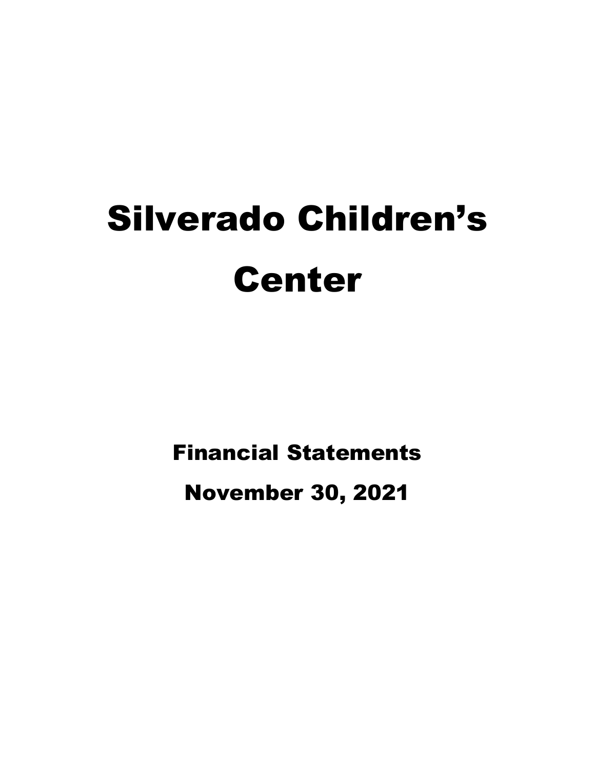# Silverado Children's Center

## Financial Statements

## November 30, 2021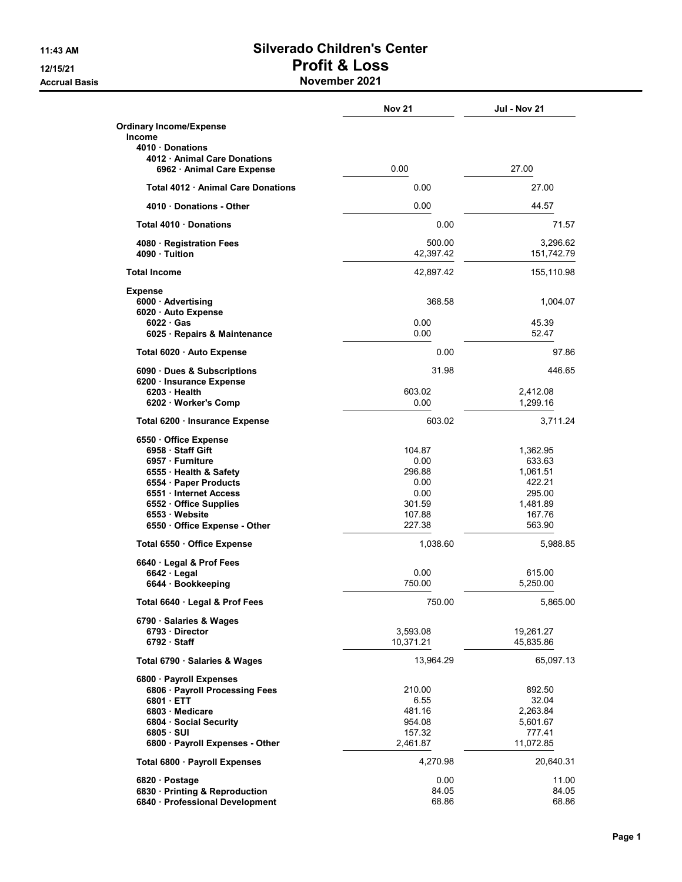# Silverado Children's Center

## Profit & Loss

### November 2021

11:43 AM
12/15/21
Accrual Basis

| | Nov 21 | Jul - Nov 21 |
|---|---|---|
| **Ordinary Income/Expense** | | |
| **Income** | | |
| **4010 · Donations** | | |
| **4012 · Animal Care Donations** | | |
| **6962 · Animal Care Expense** | 0.00 | 27.00 |
| **Total 4012 · Animal Care Donations** | 0.00 | 27.00 |
| **4010 · Donations - Other** | 0.00 | 44.57 |
| **Total 4010 · Donations** | 0.00 | 71.57 |
| **4080 · Registration Fees** | 500.00 | 3,296.62 |
| **4090 · Tuition** | 42,397.42 | 151,742.79 |
| **Total Income** | 42,897.42 | 155,110.98 |
| **Expense** | | |
| **6000 · Advertising** | 368.58 | 1,004.07 |
| **6020 · Auto Expense** | | |
| **6022 · Gas** | 0.00 | 45.39 |
| **6025 · Repairs & Maintenance** | 0.00 | 52.47 |
| **Total 6020 · Auto Expense** | 0.00 | 97.86 |
| **6090 · Dues & Subscriptions** | 31.98 | 446.65 |
| **6200 · Insurance Expense** | | |
| **6203 · Health** | 603.02 | 2,412.08 |
| **6202 · Worker's Comp** | 0.00 | 1,299.16 |
| **Total 6200 · Insurance Expense** | 603.02 | 3,711.24 |
| **6550 · Office Expense** | | |
| **6958 · Staff Gift** | 104.87 | 1,362.95 |
| **6957 · Furniture** | 0.00 | 633.63 |
| **6555 · Health & Safety** | 296.88 | 1,061.51 |
| **6554 · Paper Products** | 0.00 | 422.21 |
| **6551 · Internet Access** | 0.00 | 295.00 |
| **6552 · Office Supplies** | 301.59 | 1,481.89 |
| **6553 · Website** | 107.88 | 167.76 |
| **6550 · Office Expense - Other** | 227.38 | 563.90 |
| **Total 6550 · Office Expense** | 1,038.60 | 5,988.85 |
| **6640 · Legal & Prof Fees** | | |
| **6642 · Legal** | 0.00 | 615.00 |
| **6644 · Bookkeeping** | 750.00 | 5,250.00 |
| **Total 6640 · Legal & Prof Fees** | 750.00 | 5,865.00 |
| **6790 · Salaries & Wages** | | |
| **6793 · Director** | 3,593.08 | 19,261.27 |
| **6792 · Staff** | 10,371.21 | 45,835.86 |
| **Total 6790 · Salaries & Wages** | 13,964.29 | 65,097.13 |
| **6800 · Payroll Expenses** | | |
| **6806 · Payroll Processing Fees** | 210.00 | 892.50 |
| **6801 · ETT** | 6.55 | 32.04 |
| **6803 · Medicare** | 481.16 | 2,263.84 |
| **6804 · Social Security** | 954.08 | 5,601.67 |
| **6805 · SUI** | 157.32 | 777.41 |
| **6800 · Payroll Expenses - Other** | 2,461.87 | 11,072.85 |
| **Total 6800 · Payroll Expenses** | 4,270.98 | 20,640.31 |
| **6820 · Postage** | 0.00 | 11.00 |
| **6830 · Printing & Reproduction** | 84.05 | 84.05 |
| **6840 · Professional Development** | 68.86 | 68.86 |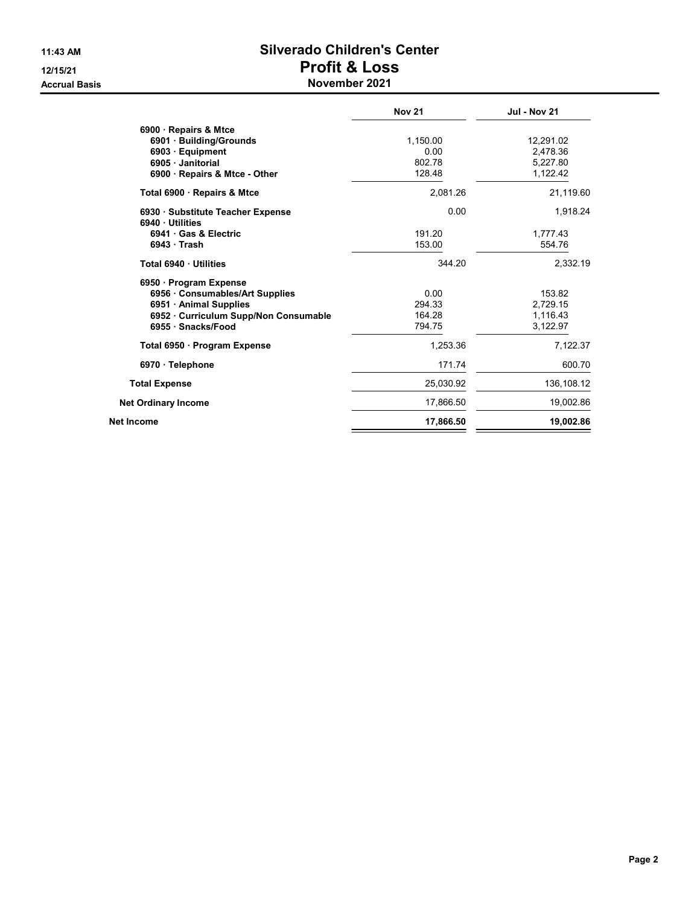# Silverado Children's Center

## Profit & Loss

**November 2021**

11:43 AM
12/15/21
Accrual Basis

| | Nov 21 | Jul - Nov 21 |
|---|---|---|
| 6900 · Repairs & Mtce | | |
| 6901 · Building/Grounds | 1,150.00 | 12,291.02 |
| 6903 · Equipment | 0.00 | 2,478.36 |
| 6905 · Janitorial | 802.78 | 5,227.80 |
| 6900 · Repairs & Mtce - Other | 128.48 | 1,122.42 |
| Total 6900 · Repairs & Mtce | 2,081.26 | 21,119.60 |
| 6930 · Substitute Teacher Expense | 0.00 | 1,918.24 |
| 6940 · Utilities | | |
| 6941 · Gas & Electric | 191.20 | 1,777.43 |
| 6943 · Trash | 153.00 | 554.76 |
| Total 6940 · Utilities | 344.20 | 2,332.19 |
| 6950 · Program Expense | | |
| 6956 · Consumables/Art Supplies | 0.00 | 153.82 |
| 6951 · Animal Supplies | 294.33 | 2,729.15 |
| 6952 · Curriculum Supp/Non Consumable | 164.28 | 1,116.43 |
| 6955 · Snacks/Food | 794.75 | 3,122.97 |
| Total 6950 · Program Expense | 1,253.36 | 7,122.37 |
| 6970 · Telephone | 171.74 | 600.70 |
| Total Expense | 25,030.92 | 136,108.12 |
| Net Ordinary Income | 17,866.50 | 19,002.86 |
| **Net Income** | **17,866.50** | **19,002.86** |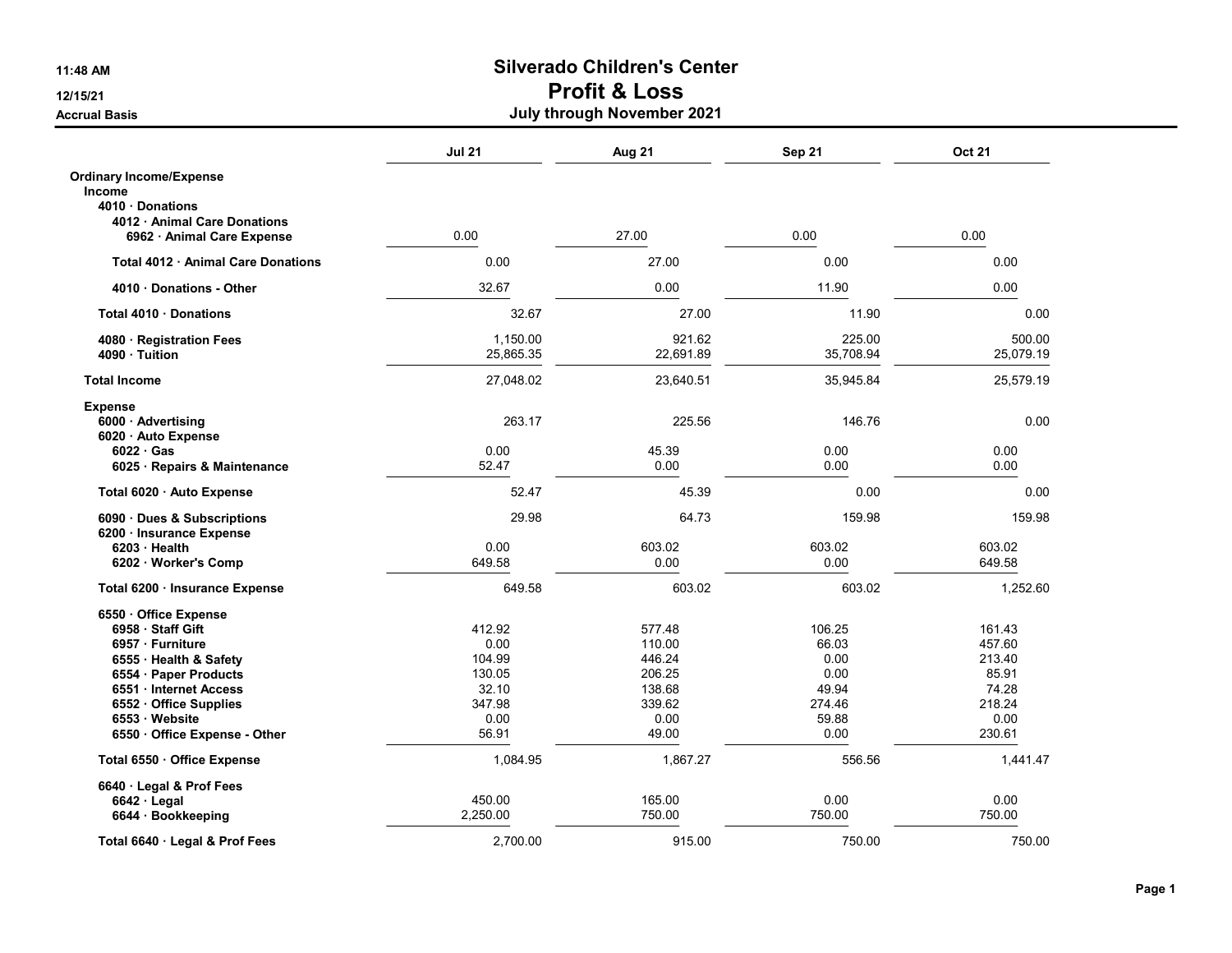# Silverado Children's Center
## Profit & Loss
### July through November 2021

11:48 AM
12/15/21
Accrual Basis

| | Jul 21 | Aug 21 | Sep 21 | Oct 21 |
|---|---|---|---|---|
| **Ordinary Income/Expense** | | | | |
| **Income** | | | | |
| **4010 · Donations** | | | | |
| **4012 · Animal Care Donations** | | | | |
| **6962 · Animal Care Expense** | 0.00 | 27.00 | 0.00 | 0.00 |
| **Total 4012 · Animal Care Donations** | 0.00 | 27.00 | 0.00 | 0.00 |
| **4010 · Donations - Other** | 32.67 | 0.00 | 11.90 | 0.00 |
| **Total 4010 · Donations** | 32.67 | 27.00 | 11.90 | 0.00 |
| **4080 · Registration Fees** | 1,150.00 | 921.62 | 225.00 | 500.00 |
| **4090 · Tuition** | 25,865.35 | 22,691.89 | 35,708.94 | 25,079.19 |
| **Total Income** | 27,048.02 | 23,640.51 | 35,945.84 | 25,579.19 |
| **Expense** | | | | |
| **6000 · Advertising** | 263.17 | 225.56 | 146.76 | 0.00 |
| **6020 · Auto Expense** | | | | |
| **6022 · Gas** | 0.00 | 45.39 | 0.00 | 0.00 |
| **6025 · Repairs & Maintenance** | 52.47 | 0.00 | 0.00 | 0.00 |
| **Total 6020 · Auto Expense** | 52.47 | 45.39 | 0.00 | 0.00 |
| **6090 · Dues & Subscriptions** | 29.98 | 64.73 | 159.98 | 159.98 |
| **6200 · Insurance Expense** | | | | |
| **6203 · Health** | 0.00 | 603.02 | 603.02 | 603.02 |
| **6202 · Worker's Comp** | 649.58 | 0.00 | 0.00 | 649.58 |
| **Total 6200 · Insurance Expense** | 649.58 | 603.02 | 603.02 | 1,252.60 |
| **6550 · Office Expense** | | | | |
| **6958 · Staff Gift** | 412.92 | 577.48 | 106.25 | 161.43 |
| **6957 · Furniture** | 0.00 | 110.00 | 66.03 | 457.60 |
| **6555 · Health & Safety** | 104.99 | 446.24 | 0.00 | 213.40 |
| **6554 · Paper Products** | 130.05 | 206.25 | 0.00 | 85.91 |
| **6551 · Internet Access** | 32.10 | 138.68 | 49.94 | 74.28 |
| **6552 · Office Supplies** | 347.98 | 339.62 | 274.46 | 218.24 |
| **6553 · Website** | 0.00 | 0.00 | 59.88 | 0.00 |
| **6550 · Office Expense - Other** | 56.91 | 49.00 | 0.00 | 230.61 |
| **Total 6550 · Office Expense** | 1,084.95 | 1,867.27 | 556.56 | 1,441.47 |
| **6640 · Legal & Prof Fees** | | | | |
| **6642 · Legal** | 450.00 | 165.00 | 0.00 | 0.00 |
| **6644 · Bookkeeping** | 2,250.00 | 750.00 | 750.00 | 750.00 |
| **Total 6640 · Legal & Prof Fees** | 2,700.00 | 915.00 | 750.00 | 750.00 |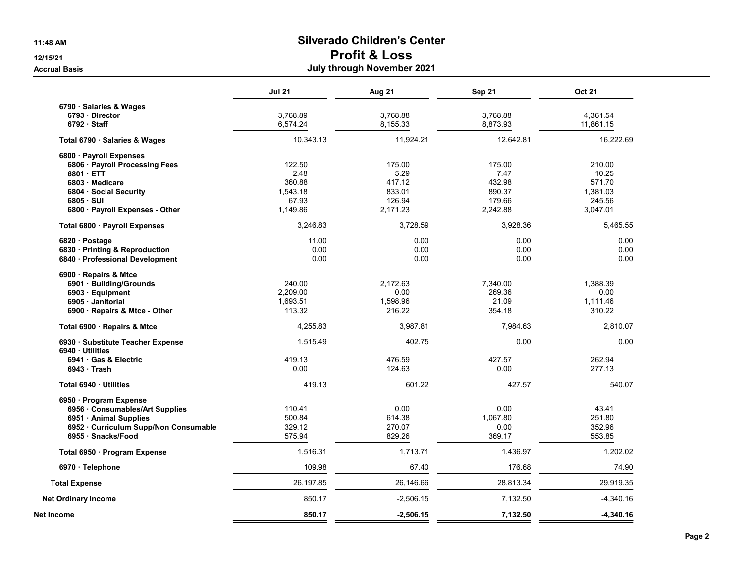# Silverado Children's Center
## Profit & Loss
### July through November 2021

11:48 AM
12/15/21
Accrual Basis

| | Jul 21 | Aug 21 | Sep 21 | Oct 21 |
|---|---|---|---|---|
| 6790 · Salaries & Wages | | | | |
| 6793 · Director | 3,768.89 | 3,768.88 | 3,768.88 | 4,361.54 |
| 6792 · Staff | 6,574.24 | 8,155.33 | 8,873.93 | 11,861.15 |
| **Total 6790 · Salaries & Wages** | 10,343.13 | 11,924.21 | 12,642.81 | 16,222.69 |
| 6800 · Payroll Expenses | | | | |
| 6806 · Payroll Processing Fees | 122.50 | 175.00 | 175.00 | 210.00 |
| 6801 · ETT | 2.48 | 5.29 | 7.47 | 10.25 |
| 6803 · Medicare | 360.88 | 417.12 | 432.98 | 571.70 |
| 6804 · Social Security | 1,543.18 | 833.01 | 890.37 | 1,381.03 |
| 6805 · SUI | 67.93 | 126.94 | 179.66 | 245.56 |
| 6800 · Payroll Expenses - Other | 1,149.86 | 2,171.23 | 2,242.88 | 3,047.01 |
| **Total 6800 · Payroll Expenses** | 3,246.83 | 3,728.59 | 3,928.36 | 5,465.55 |
| 6820 · Postage | 11.00 | 0.00 | 0.00 | 0.00 |
| 6830 · Printing & Reproduction | 0.00 | 0.00 | 0.00 | 0.00 |
| 6840 · Professional Development | 0.00 | 0.00 | 0.00 | 0.00 |
| 6900 · Repairs & Mtce | | | | |
| 6901 · Building/Grounds | 240.00 | 2,172.63 | 7,340.00 | 1,388.39 |
| 6903 · Equipment | 2,209.00 | 0.00 | 269.36 | 0.00 |
| 6905 · Janitorial | 1,693.51 | 1,598.96 | 21.09 | 1,111.46 |
| 6900 · Repairs & Mtce - Other | 113.32 | 216.22 | 354.18 | 310.22 |
| **Total 6900 · Repairs & Mtce** | 4,255.83 | 3,987.81 | 7,984.63 | 2,810.07 |
| 6930 · Substitute Teacher Expense | 1,515.49 | 402.75 | 0.00 | 0.00 |
| 6940 · Utilities | | | | |
| 6941 · Gas & Electric | 419.13 | 476.59 | 427.57 | 262.94 |
| 6943 · Trash | 0.00 | 124.63 | 0.00 | 277.13 |
| **Total 6940 · Utilities** | 419.13 | 601.22 | 427.57 | 540.07 |
| 6950 · Program Expense | | | | |
| 6956 · Consumables/Art Supplies | 110.41 | 0.00 | 0.00 | 43.41 |
| 6951 · Animal Supplies | 500.84 | 614.38 | 1,067.80 | 251.80 |
| 6952 · Curriculum Supp/Non Consumable | 329.12 | 270.07 | 0.00 | 352.96 |
| 6955 · Snacks/Food | 575.94 | 829.26 | 369.17 | 553.85 |
| **Total 6950 · Program Expense** | 1,516.31 | 1,713.71 | 1,436.97 | 1,202.02 |
| 6970 · Telephone | 109.98 | 67.40 | 176.68 | 74.90 |
| **Total Expense** | 26,197.85 | 26,146.66 | 28,813.34 | 29,919.35 |
| **Net Ordinary Income** | 850.17 | -2,506.15 | 7,132.50 | -4,340.16 |
| **Net Income** | **850.17** | **-2,506.15** | **7,132.50** | **-4,340.16** |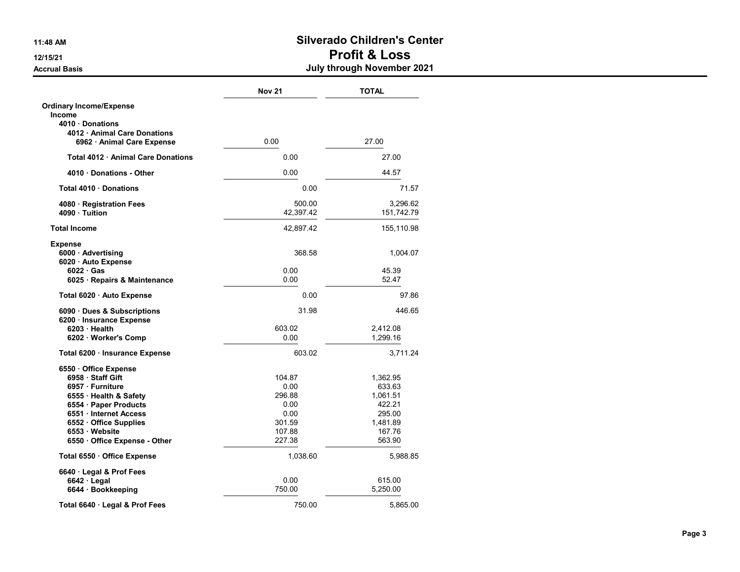# Silverado Children's Center
## Profit & Loss
### July through November 2021

11:48 AM
12/15/21
Accrual Basis

| | Nov 21 | TOTAL |
|---|---|---|
| **Ordinary Income/Expense** | | |
| **Income** | | |
| **4010 · Donations** | | |
| **4012 · Animal Care Donations** | | |
| **6962 · Animal Care Expense** | 0.00 | 27.00 |
| **Total 4012 · Animal Care Donations** | 0.00 | 27.00 |
| **4010 · Donations - Other** | 0.00 | 44.57 |
| **Total 4010 · Donations** | 0.00 | 71.57 |
| **4080 · Registration Fees** | 500.00 | 3,296.62 |
| **4090 · Tuition** | 42,397.42 | 151,742.79 |
| **Total Income** | 42,897.42 | 155,110.98 |
| **Expense** | | |
| **6000 · Advertising** | 368.58 | 1,004.07 |
| **6020 · Auto Expense** | | |
| **6022 · Gas** | 0.00 | 45.39 |
| **6025 · Repairs & Maintenance** | 0.00 | 52.47 |
| **Total 6020 · Auto Expense** | 0.00 | 97.86 |
| **6090 · Dues & Subscriptions** | 31.98 | 446.65 |
| **6200 · Insurance Expense** | | |
| **6203 · Health** | 603.02 | 2,412.08 |
| **6202 · Worker's Comp** | 0.00 | 1,299.16 |
| **Total 6200 · Insurance Expense** | 603.02 | 3,711.24 |
| **6550 · Office Expense** | | |
| **6958 · Staff Gift** | 104.87 | 1,362.95 |
| **6957 · Furniture** | 0.00 | 633.63 |
| **6555 · Health & Safety** | 296.88 | 1,061.51 |
| **6554 · Paper Products** | 0.00 | 422.21 |
| **6551 · Internet Access** | 0.00 | 295.00 |
| **6552 · Office Supplies** | 301.59 | 1,481.89 |
| **6553 · Website** | 107.88 | 167.76 |
| **6550 · Office Expense - Other** | 227.38 | 563.90 |
| **Total 6550 · Office Expense** | 1,038.60 | 5,988.85 |
| **6640 · Legal & Prof Fees** | | |
| **6642 · Legal** | 0.00 | 615.00 |
| **6644 · Bookkeeping** | 750.00 | 5,250.00 |
| **Total 6640 · Legal & Prof Fees** | 750.00 | 5,865.00 |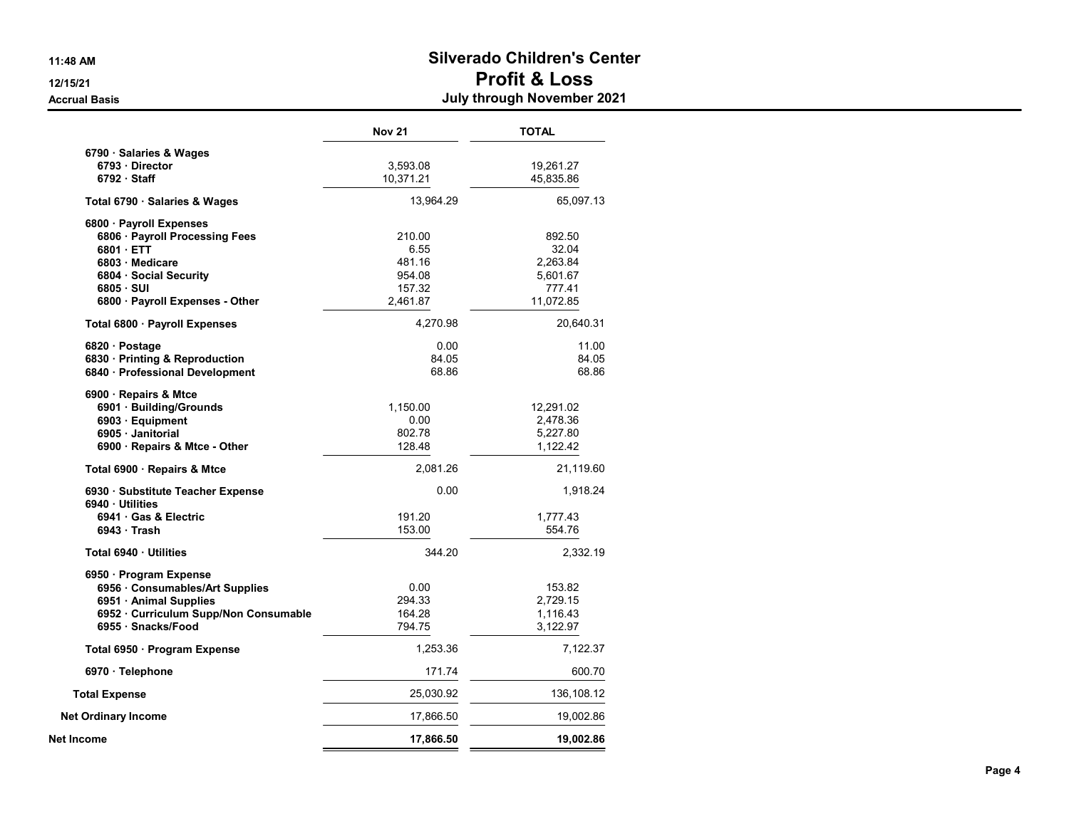# Silverado Children's Center
## Profit & Loss
### July through November 2021

Accrual Basis

| | Nov 21 | TOTAL |
|---|---|---|
| 6790 · Salaries & Wages | | |
| 6793 · Director | 3,593.08 | 19,261.27 |
| 6792 · Staff | 10,371.21 | 45,835.86 |
| **Total 6790 · Salaries & Wages** | 13,964.29 | 65,097.13 |
| 6800 · Payroll Expenses | | |
| 6806 · Payroll Processing Fees | 210.00 | 892.50 |
| 6801 · ETT | 6.55 | 32.04 |
| 6803 · Medicare | 481.16 | 2,263.84 |
| 6804 · Social Security | 954.08 | 5,601.67 |
| 6805 · SUI | 157.32 | 777.41 |
| 6800 · Payroll Expenses - Other | 2,461.87 | 11,072.85 |
| **Total 6800 · Payroll Expenses** | 4,270.98 | 20,640.31 |
| 6820 · Postage | 0.00 | 11.00 |
| 6830 · Printing & Reproduction | 84.05 | 84.05 |
| 6840 · Professional Development | 68.86 | 68.86 |
| 6900 · Repairs & Mtce | | |
| 6901 · Building/Grounds | 1,150.00 | 12,291.02 |
| 6903 · Equipment | 0.00 | 2,478.36 |
| 6905 · Janitorial | 802.78 | 5,227.80 |
| 6900 · Repairs & Mtce - Other | 128.48 | 1,122.42 |
| **Total 6900 · Repairs & Mtce** | 2,081.26 | 21,119.60 |
| 6930 · Substitute Teacher Expense | 0.00 | 1,918.24 |
| 6940 · Utilities | | |
| 6941 · Gas & Electric | 191.20 | 1,777.43 |
| 6943 · Trash | 153.00 | 554.76 |
| **Total 6940 · Utilities** | 344.20 | 2,332.19 |
| 6950 · Program Expense | | |
| 6956 · Consumables/Art Supplies | 0.00 | 153.82 |
| 6951 · Animal Supplies | 294.33 | 2,729.15 |
| 6952 · Curriculum Supp/Non Consumable | 164.28 | 1,116.43 |
| 6955 · Snacks/Food | 794.75 | 3,122.97 |
| **Total 6950 · Program Expense** | 1,253.36 | 7,122.37 |
| 6970 · Telephone | 171.74 | 600.70 |
| **Total Expense** | 25,030.92 | 136,108.12 |
| **Net Ordinary Income** | 17,866.50 | 19,002.86 |
| **Net Income** | **17,866.50** | **19,002.86** |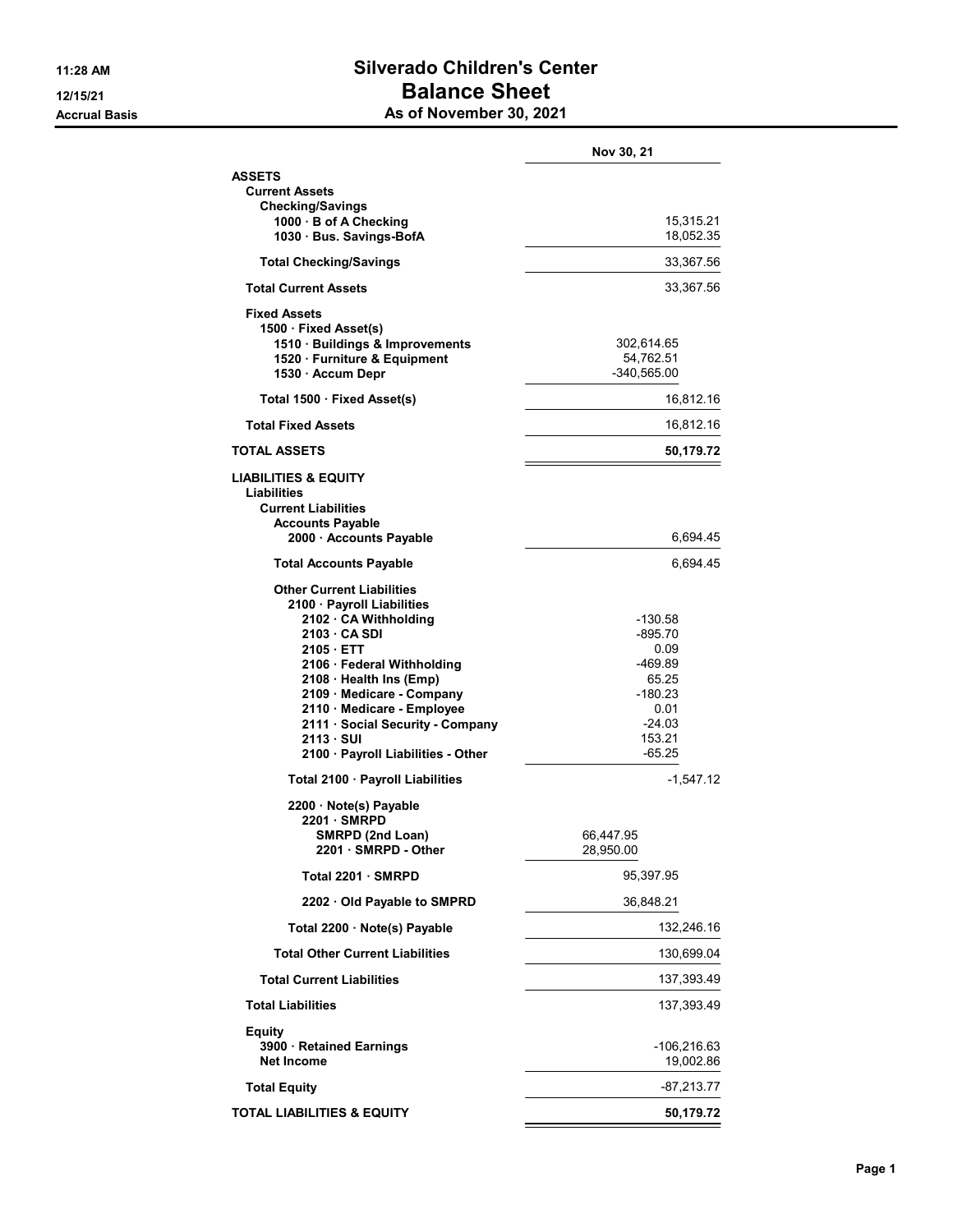**11:28 AM**
**12/15/21**
**Accrual Basis**

# Silverado Children's Center
## Balance Sheet
### As of November 30, 2021

| | | Nov 30, 21 |
|---|---|---|
| **ASSETS** | | |
| **Current Assets** | | |
| **Checking/Savings** | | |
| **1000 · B of A Checking** | | 15,315.21 |
| **1030 · Bus. Savings-BofA** | | 18,052.35 |
| **Total Checking/Savings** | | 33,367.56 |
| **Total Current Assets** | | 33,367.56 |
| **Fixed Assets** | | |
| **1500 · Fixed Asset(s)** | | |
| **1510 · Buildings & Improvements** | 302,614.65 | |
| **1520 · Furniture & Equipment** | 54,762.51 | |
| **1530 · Accum Depr** | -340,565.00 | |
| **Total 1500 · Fixed Asset(s)** | | 16,812.16 |
| **Total Fixed Assets** | | 16,812.16 |
| **TOTAL ASSETS** | | **50,179.72** |
| **LIABILITIES & EQUITY** | | |
| **Liabilities** | | |
| **Current Liabilities** | | |
| **Accounts Payable** | | |
| **2000 · Accounts Payable** | | 6,694.45 |
| **Total Accounts Payable** | | 6,694.45 |
| **Other Current Liabilities** | | |
| **2100 · Payroll Liabilities** | | |
| **2102 · CA Withholding** | -130.58 | |
| **2103 · CA SDI** | -895.70 | |
| **2105 · ETT** | 0.09 | |
| **2106 · Federal Withholding** | -469.89 | |
| **2108 · Health Ins (Emp)** | 65.25 | |
| **2109 · Medicare - Company** | -180.23 | |
| **2110 · Medicare - Employee** | 0.01 | |
| **2111 · Social Security - Company** | -24.03 | |
| **2113 · SUI** | 153.21 | |
| **2100 · Payroll Liabilities - Other** | -65.25 | |
| **Total 2100 · Payroll Liabilities** | | -1,547.12 |
| **2200 · Note(s) Payable** | | |
| **2201 · SMRPD** | | |
| **SMRPD (2nd Loan)** | 66,447.95 | |
| **2201 · SMRPD - Other** | 28,950.00 | |
| **Total 2201 · SMRPD** | 95,397.95 | |
| **2202 · Old Payable to SMPRD** | 36,848.21 | |
| **Total 2200 · Note(s) Payable** | | 132,246.16 |
| **Total Other Current Liabilities** | | 130,699.04 |
| **Total Current Liabilities** | | 137,393.49 |
| **Total Liabilities** | | 137,393.49 |
| **Equity** | | |
| **3900 · Retained Earnings** | | -106,216.63 |
| **Net Income** | | 19,002.86 |
| **Total Equity** | | -87,213.77 |
| **TOTAL LIABILITIES & EQUITY** | | **50,179.72** |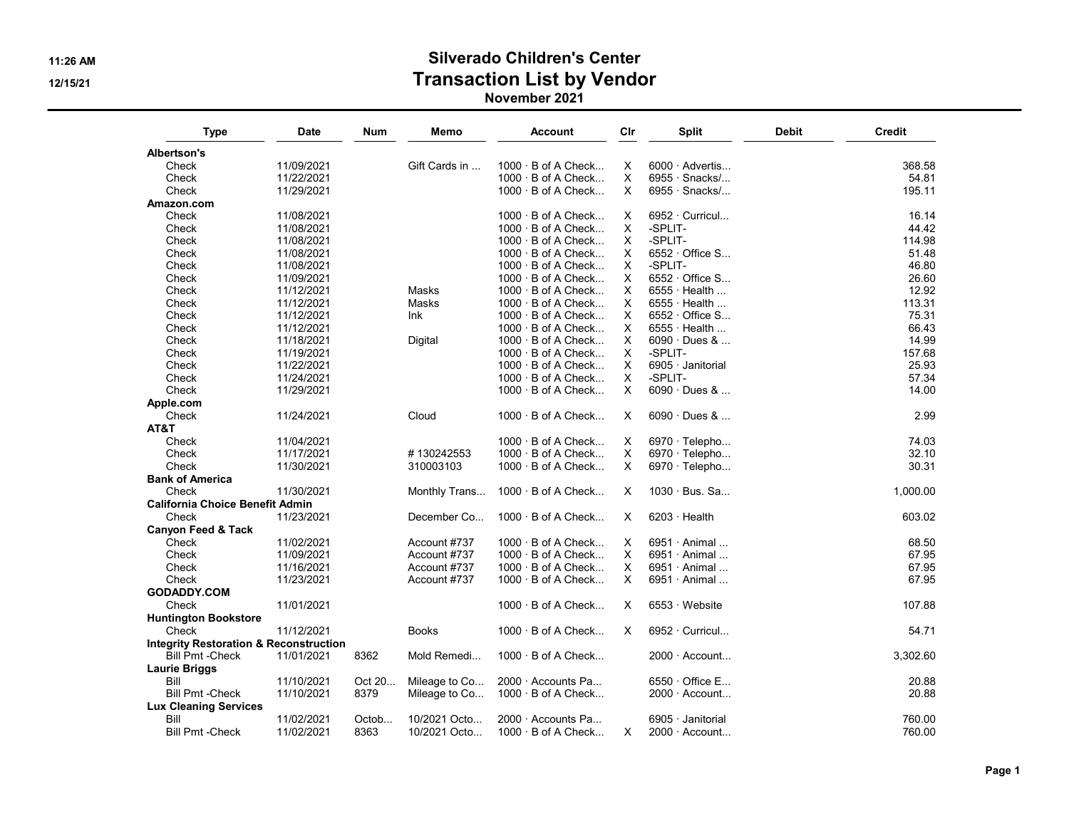# Silverado Children's Center

## Transaction List by Vendor

### November 2021

| Type | Date | Num | Memo | Account | Clr | Split | Debit | Credit |
|---|---|---|---|---|---|---|---|---|
| **Albertson's** | | | | | | | | |
| Check | 11/09/2021 | | Gift Cards in ... | 1000 · B of A Check... | X | 6000 · Advertis... | | 368.58 |
| Check | 11/22/2021 | | | 1000 · B of A Check... | X | 6955 · Snacks/... | | 54.81 |
| Check | 11/29/2021 | | | 1000 · B of A Check... | X | 6955 · Snacks/... | | 195.11 |
| **Amazon.com** | | | | | | | | |
| Check | 11/08/2021 | | | 1000 · B of A Check... | X | 6952 · Curricul... | | 16.14 |
| Check | 11/08/2021 | | | 1000 · B of A Check... | X | -SPLIT- | | 44.42 |
| Check | 11/08/2021 | | | 1000 · B of A Check... | X | -SPLIT- | | 114.98 |
| Check | 11/08/2021 | | | 1000 · B of A Check... | X | 6552 · Office S... | | 51.48 |
| Check | 11/08/2021 | | | 1000 · B of A Check... | X | -SPLIT- | | 46.80 |
| Check | 11/09/2021 | | | 1000 · B of A Check... | X | 6552 · Office S... | | 26.60 |
| Check | 11/12/2021 | | Masks | 1000 · B of A Check... | X | 6555 · Health ... | | 12.92 |
| Check | 11/12/2021 | | Masks | 1000 · B of A Check... | X | 6555 · Health ... | | 113.31 |
| Check | 11/12/2021 | | Ink | 1000 · B of A Check... | X | 6552 · Office S... | | 75.31 |
| Check | 11/12/2021 | | | 1000 · B of A Check... | X | 6555 · Health ... | | 66.43 |
| Check | 11/18/2021 | | Digital | 1000 · B of A Check... | X | 6090 · Dues & ... | | 14.99 |
| Check | 11/19/2021 | | | 1000 · B of A Check... | X | -SPLIT- | | 157.68 |
| Check | 11/22/2021 | | | 1000 · B of A Check... | X | 6905 · Janitorial | | 25.93 |
| Check | 11/24/2021 | | | 1000 · B of A Check... | X | -SPLIT- | | 57.34 |
| Check | 11/29/2021 | | | 1000 · B of A Check... | X | 6090 · Dues & ... | | 14.00 |
| **Apple.com** | | | | | | | | |
| Check | 11/24/2021 | | Cloud | 1000 · B of A Check... | X | 6090 · Dues & ... | | 2.99 |
| **AT&T** | | | | | | | | |
| Check | 11/04/2021 | | | 1000 · B of A Check... | X | 6970 · Telepho... | | 74.03 |
| Check | 11/17/2021 | | # 130242553 | 1000 · B of A Check... | X | 6970 · Telepho... | | 32.10 |
| Check | 11/30/2021 | | 310003103 | 1000 · B of A Check... | X | 6970 · Telepho... | | 30.31 |
| **Bank of America** | | | | | | | | |
| Check | 11/30/2021 | | Monthly Trans... | 1000 · B of A Check... | X | 1030 · Bus. Sa... | | 1,000.00 |
| **California Choice Benefit Admin** | | | | | | | | |
| Check | 11/23/2021 | | December Co... | 1000 · B of A Check... | X | 6203 · Health | | 603.02 |
| **Canyon Feed & Tack** | | | | | | | | |
| Check | 11/02/2021 | | Account #737 | 1000 · B of A Check... | X | 6951 · Animal ... | | 68.50 |
| Check | 11/09/2021 | | Account #737 | 1000 · B of A Check... | X | 6951 · Animal ... | | 67.95 |
| Check | 11/16/2021 | | Account #737 | 1000 · B of A Check... | X | 6951 · Animal ... | | 67.95 |
| Check | 11/23/2021 | | Account #737 | 1000 · B of A Check... | X | 6951 · Animal ... | | 67.95 |
| **GODADDY.COM** | | | | | | | | |
| Check | 11/01/2021 | | | 1000 · B of A Check... | X | 6553 · Website | | 107.88 |
| **Huntington Bookstore** | | | | | | | | |
| Check | 11/12/2021 | | Books | 1000 · B of A Check... | X | 6952 · Curricul... | | 54.71 |
| **Integrity Restoration & Reconstruction** | | | | | | | | |
| Bill Pmt -Check | 11/01/2021 | 8362 | Mold Remedi... | 1000 · B of A Check... | | 2000 · Account... | | 3,302.60 |
| **Laurie Briggs** | | | | | | | | |
| Bill | 11/10/2021 | Oct 20... | Mileage to Co... | 2000 · Accounts Pa... | | 6550 · Office E... | | 20.88 |
| Bill Pmt -Check | 11/10/2021 | 8379 | Mileage to Co... | 1000 · B of A Check... | | 2000 · Account... | | 20.88 |
| **Lux Cleaning Services** | | | | | | | | |
| Bill | 11/02/2021 | Octob... | 10/2021 Octo... | 2000 · Accounts Pa... | | 6905 · Janitorial | | 760.00 |
| Bill Pmt -Check | 11/02/2021 | 8363 | 10/2021 Octo... | 1000 · B of A Check... | X | 2000 · Account... | | 760.00 |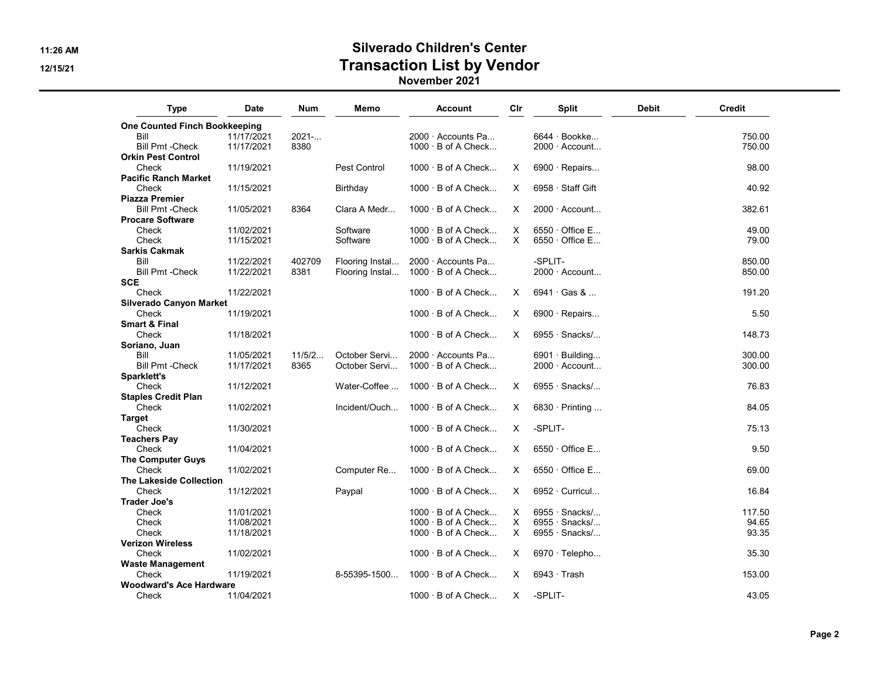# Silverado Children's Center
## Transaction List by Vendor
### November 2021

| Type | Date | Num | Memo | Account | Clr | Split | Debit | Credit |
|---|---|---|---|---|---|---|---|---|
| **One Counted Finch Bookkeeping** | | | | | | | | |
| Bill | 11/17/2021 | 2021-... | | 2000 · Accounts Pa... | | 6644 · Bookke... | | 750.00 |
| Bill Pmt -Check | 11/17/2021 | 8380 | | 1000 · B of A Check... | | 2000 · Account... | | 750.00 |
| **Orkin Pest Control** | | | | | | | | |
| Check | 11/19/2021 | | Pest Control | 1000 · B of A Check... | X | 6900 · Repairs... | | 98.00 |
| **Pacific Ranch Market** | | | | | | | | |
| Check | 11/15/2021 | | Birthday | 1000 · B of A Check... | X | 6958 · Staff Gift | | 40.92 |
| **Piazza Premier** | | | | | | | | |
| Bill Pmt -Check | 11/05/2021 | 8364 | Clara A Medr... | 1000 · B of A Check... | X | 2000 · Account... | | 382.61 |
| **Procare Software** | | | | | | | | |
| Check | 11/02/2021 | | Software | 1000 · B of A Check... | X | 6550 · Office E... | | 49.00 |
| Check | 11/15/2021 | | Software | 1000 · B of A Check... | X | 6550 · Office E... | | 79.00 |
| **Sarkis Cakmak** | | | | | | | | |
| Bill | 11/22/2021 | 402709 | Flooring Instal... | 2000 · Accounts Pa... | | -SPLIT- | | 850.00 |
| Bill Pmt -Check | 11/22/2021 | 8381 | Flooring Instal... | 1000 · B of A Check... | | 2000 · Account... | | 850.00 |
| **SCE** | | | | | | | | |
| Check | 11/22/2021 | | | 1000 · B of A Check... | X | 6941 · Gas & ... | | 191.20 |
| **Silverado Canyon Market** | | | | | | | | |
| Check | 11/19/2021 | | | 1000 · B of A Check... | X | 6900 · Repairs... | | 5.50 |
| **Smart & Final** | | | | | | | | |
| Check | 11/18/2021 | | | 1000 · B of A Check... | X | 6955 · Snacks/... | | 148.73 |
| **Soriano, Juan** | | | | | | | | |
| Bill | 11/05/2021 | 11/5/2... | October Servi... | 2000 · Accounts Pa... | | 6901 · Building... | | 300.00 |
| Bill Pmt -Check | 11/17/2021 | 8365 | October Servi... | 1000 · B of A Check... | | 2000 · Account... | | 300.00 |
| **Sparklett's** | | | | | | | | |
| Check | 11/12/2021 | | Water-Coffee ... | 1000 · B of A Check... | X | 6955 · Snacks/... | | 76.83 |
| **Staples Credit Plan** | | | | | | | | |
| Check | 11/02/2021 | | Incident/Ouch... | 1000 · B of A Check... | X | 6830 · Printing ... | | 84.05 |
| **Target** | | | | | | | | |
| Check | 11/30/2021 | | | 1000 · B of A Check... | X | -SPLIT- | | 75.13 |
| **Teachers Pay** | | | | | | | | |
| Check | 11/04/2021 | | | 1000 · B of A Check... | X | 6550 · Office E... | | 9.50 |
| **The Computer Guys** | | | | | | | | |
| Check | 11/02/2021 | | Computer Re... | 1000 · B of A Check... | X | 6550 · Office E... | | 69.00 |
| **The Lakeside Collection** | | | | | | | | |
| Check | 11/12/2021 | | Paypal | 1000 · B of A Check... | X | 6952 · Curricul... | | 16.84 |
| **Trader Joe's** | | | | | | | | |
| Check | 11/01/2021 | | | 1000 · B of A Check... | X | 6955 · Snacks/... | | 117.50 |
| Check | 11/08/2021 | | | 1000 · B of A Check... | X | 6955 · Snacks/... | | 94.65 |
| Check | 11/18/2021 | | | 1000 · B of A Check... | X | 6955 · Snacks/... | | 93.35 |
| **Verizon Wireless** | | | | | | | | |
| Check | 11/02/2021 | | | 1000 · B of A Check... | X | 6970 · Telepho... | | 35.30 |
| **Waste Management** | | | | | | | | |
| Check | 11/19/2021 | | 8-55395-1500... | 1000 · B of A Check... | X | 6943 · Trash | | 153.00 |
| **Woodward's Ace Hardware** | | | | | | | | |
| Check | 11/04/2021 | | | 1000 · B of A Check... | X | -SPLIT- | | 43.05 |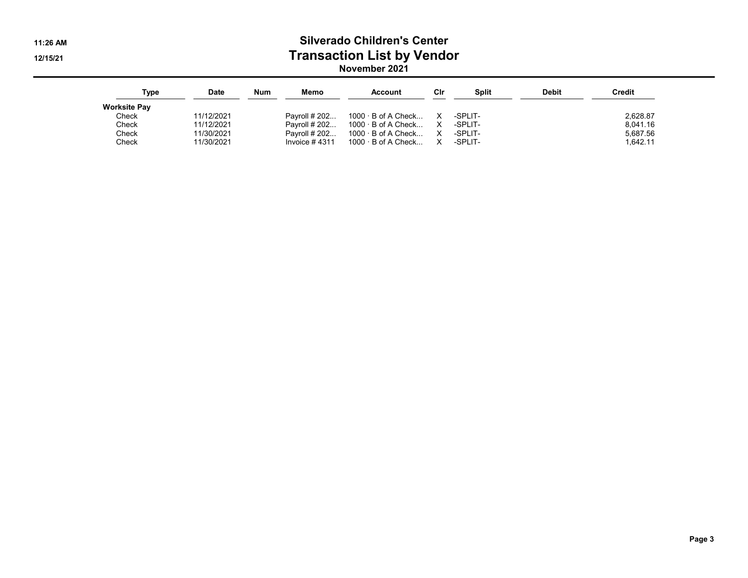# Silverado Children's Center
## Transaction List by Vendor
### November 2021

| Type | Date | Num | Memo | Account | Clr | Split | Debit | Credit |
|---|---|---|---|---|---|---|---|---|
| **Worksite Pay** | | | | | | | | |
| Check | 11/12/2021 | | Payroll # 202... | 1000 · B of A Check... | X | -SPLIT- | | 2,628.87 |
| Check | 11/12/2021 | | Payroll # 202... | 1000 · B of A Check... | X | -SPLIT- | | 8,041.16 |
| Check | 11/30/2021 | | Payroll # 202... | 1000 · B of A Check... | X | -SPLIT- | | 5,687.56 |
| Check | 11/30/2021 | | Invoice # 4311 | 1000 · B of A Check... | X | -SPLIT- | | 1,642.11 |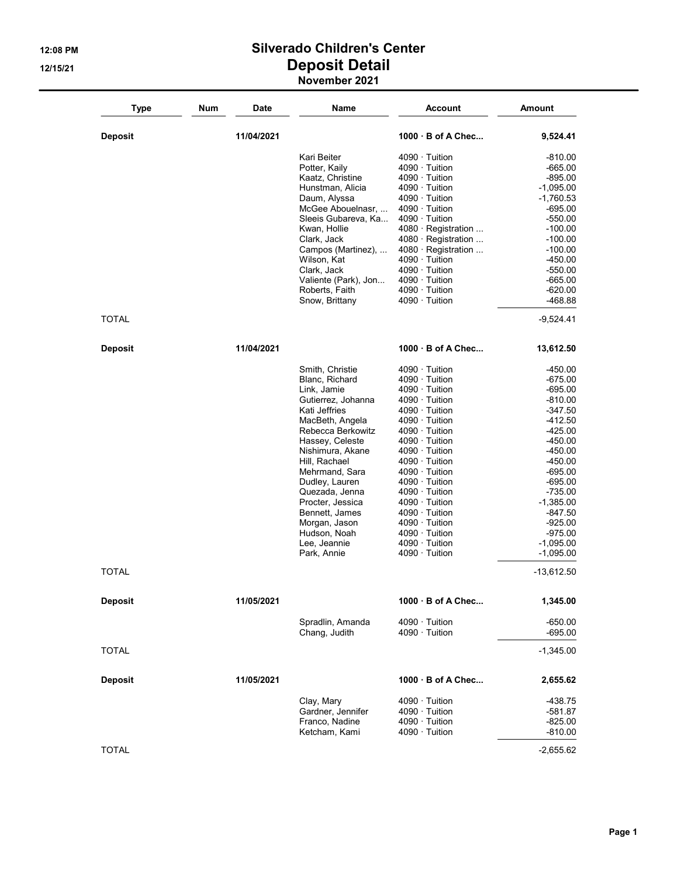# Silverado Children's Center

## Deposit Detail

### November 2021

| Type | Num | Date | Name | Account | Amount |
|---|---|---|---|---|---|
| **Deposit** | | **11/04/2021** | | **1000 · B of A Chec...** | **9,524.41** |
| | | | Kari Beiter | 4090 · Tuition | -810.00 |
| | | | Potter, Kaily | 4090 · Tuition | -665.00 |
| | | | Kaatz, Christine | 4090 · Tuition | -895.00 |
| | | | Hunstman, Alicia | 4090 · Tuition | -1,095.00 |
| | | | Daum, Alyssa | 4090 · Tuition | -1,760.53 |
| | | | McGee Abouelnasr, ... | 4090 · Tuition | -695.00 |
| | | | Sleeis Gubareva, Ka... | 4090 · Tuition | -550.00 |
| | | | Kwan, Hollie | 4080 · Registration ... | -100.00 |
| | | | Clark, Jack | 4080 · Registration ... | -100.00 |
| | | | Campos (Martinez), ... | 4080 · Registration ... | -100.00 |
| | | | Wilson, Kat | 4090 · Tuition | -450.00 |
| | | | Clark, Jack | 4090 · Tuition | -550.00 |
| | | | Valiente (Park), Jon... | 4090 · Tuition | -665.00 |
| | | | Roberts, Faith | 4090 · Tuition | -620.00 |
| | | | Snow, Brittany | 4090 · Tuition | -468.88 |
| TOTAL | | | | | -9,524.41 |
| **Deposit** | | **11/04/2021** | | **1000 · B of A Chec...** | **13,612.50** |
| | | | Smith, Christie | 4090 · Tuition | -450.00 |
| | | | Blanc, Richard | 4090 · Tuition | -675.00 |
| | | | Link, Jamie | 4090 · Tuition | -695.00 |
| | | | Gutierrez, Johanna | 4090 · Tuition | -810.00 |
| | | | Kati Jeffries | 4090 · Tuition | -347.50 |
| | | | MacBeth, Angela | 4090 · Tuition | -412.50 |
| | | | Rebecca Berkowitz | 4090 · Tuition | -425.00 |
| | | | Hassey, Celeste | 4090 · Tuition | -450.00 |
| | | | Nishimura, Akane | 4090 · Tuition | -450.00 |
| | | | Hill, Rachael | 4090 · Tuition | -450.00 |
| | | | Mehrmand, Sara | 4090 · Tuition | -695.00 |
| | | | Dudley, Lauren | 4090 · Tuition | -695.00 |
| | | | Quezada, Jenna | 4090 · Tuition | -735.00 |
| | | | Procter, Jessica | 4090 · Tuition | -1,385.00 |
| | | | Bennett, James | 4090 · Tuition | -847.50 |
| | | | Morgan, Jason | 4090 · Tuition | -925.00 |
| | | | Hudson, Noah | 4090 · Tuition | -975.00 |
| | | | Lee, Jeannie | 4090 · Tuition | -1,095.00 |
| | | | Park, Annie | 4090 · Tuition | -1,095.00 |
| TOTAL | | | | | -13,612.50 |
| **Deposit** | | **11/05/2021** | | **1000 · B of A Chec...** | **1,345.00** |
| | | | Spradlin, Amanda | 4090 · Tuition | -650.00 |
| | | | Chang, Judith | 4090 · Tuition | -695.00 |
| TOTAL | | | | | -1,345.00 |
| **Deposit** | | **11/05/2021** | | **1000 · B of A Chec...** | **2,655.62** |
| | | | Clay, Mary | 4090 · Tuition | -438.75 |
| | | | Gardner, Jennifer | 4090 · Tuition | -581.87 |
| | | | Franco, Nadine | 4090 · Tuition | -825.00 |
| | | | Ketcham, Kami | 4090 · Tuition | -810.00 |
| TOTAL | | | | | -2,655.62 |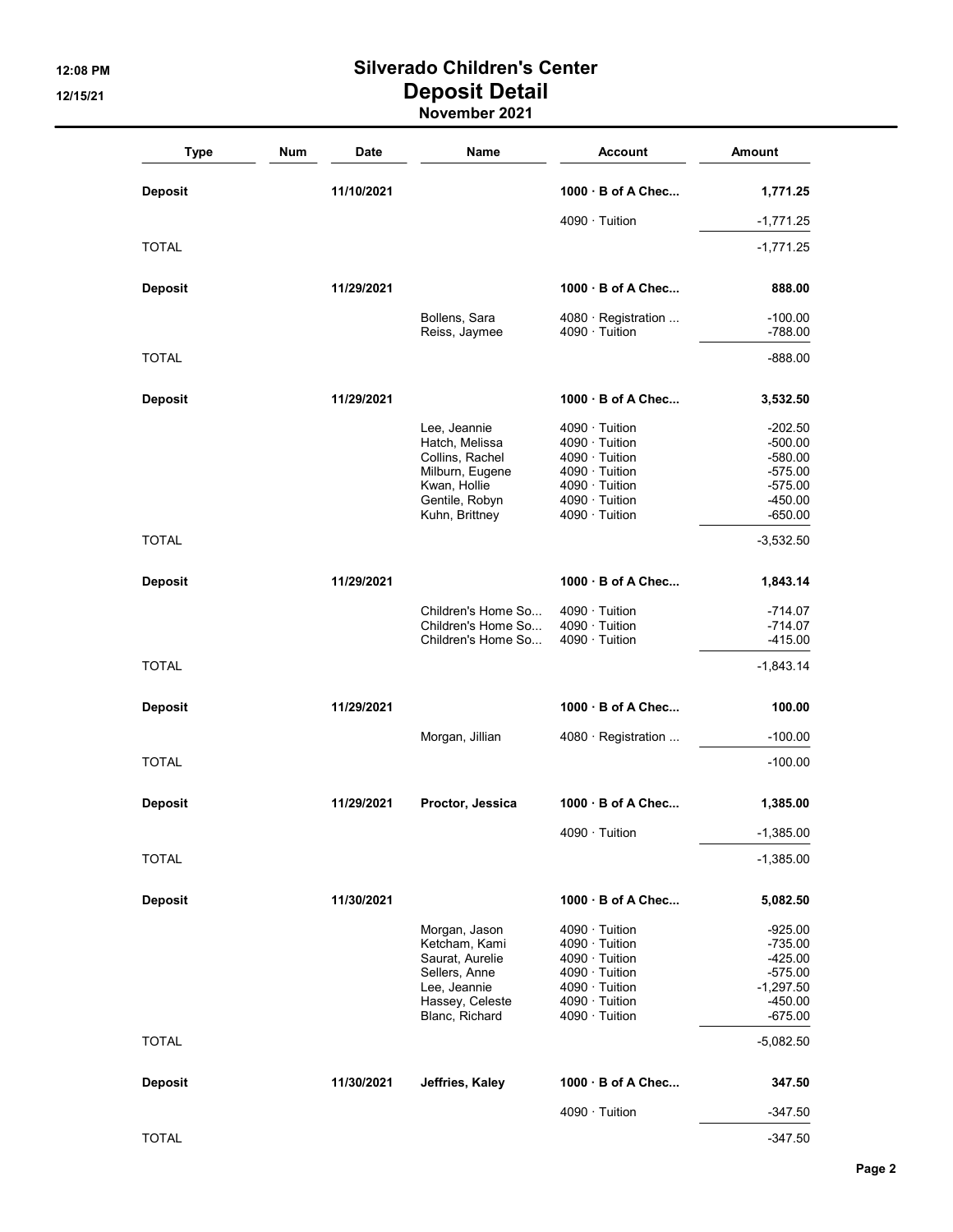# Silverado Children's Center

## Deposit Detail

### November 2021

| Type | Num | Date | Name | Account | Amount |
|---|---|---|---|---|---|
| **Deposit** | | 11/10/2021 | | **1000 · B of A Chec...** | **1,771.25** |
| | | | | 4090 · Tuition | -1,771.25 |
| TOTAL | | | | | -1,771.25 |
| **Deposit** | | 11/29/2021 | | **1000 · B of A Chec...** | **888.00** |
| | | | Bollens, Sara | 4080 · Registration ... | -100.00 |
| | | | Reiss, Jaymee | 4090 · Tuition | -788.00 |
| TOTAL | | | | | -888.00 |
| **Deposit** | | 11/29/2021 | | **1000 · B of A Chec...** | **3,532.50** |
| | | | Lee, Jeannie | 4090 · Tuition | -202.50 |
| | | | Hatch, Melissa | 4090 · Tuition | -500.00 |
| | | | Collins, Rachel | 4090 · Tuition | -580.00 |
| | | | Milburn, Eugene | 4090 · Tuition | -575.00 |
| | | | Kwan, Hollie | 4090 · Tuition | -575.00 |
| | | | Gentile, Robyn | 4090 · Tuition | -450.00 |
| | | | Kuhn, Brittney | 4090 · Tuition | -650.00 |
| TOTAL | | | | | -3,532.50 |
| **Deposit** | | 11/29/2021 | | **1000 · B of A Chec...** | **1,843.14** |
| | | | Children's Home So... | 4090 · Tuition | -714.07 |
| | | | Children's Home So... | 4090 · Tuition | -714.07 |
| | | | Children's Home So... | 4090 · Tuition | -415.00 |
| TOTAL | | | | | -1,843.14 |
| **Deposit** | | 11/29/2021 | | **1000 · B of A Chec...** | **100.00** |
| | | | Morgan, Jillian | 4080 · Registration ... | -100.00 |
| TOTAL | | | | | -100.00 |
| **Deposit** | | 11/29/2021 | **Proctor, Jessica** | **1000 · B of A Chec...** | **1,385.00** |
| | | | | 4090 · Tuition | -1,385.00 |
| TOTAL | | | | | -1,385.00 |
| **Deposit** | | 11/30/2021 | | **1000 · B of A Chec...** | **5,082.50** |
| | | | Morgan, Jason | 4090 · Tuition | -925.00 |
| | | | Ketcham, Kami | 4090 · Tuition | -735.00 |
| | | | Saurat, Aurelie | 4090 · Tuition | -425.00 |
| | | | Sellers, Anne | 4090 · Tuition | -575.00 |
| | | | Lee, Jeannie | 4090 · Tuition | -1,297.50 |
| | | | Hassey, Celeste | 4090 · Tuition | -450.00 |
| | | | Blanc, Richard | 4090 · Tuition | -675.00 |
| TOTAL | | | | | -5,082.50 |
| **Deposit** | | 11/30/2021 | **Jeffries, Kaley** | **1000 · B of A Chec...** | **347.50** |
| | | | | 4090 · Tuition | -347.50 |
| TOTAL | | | | | -347.50 |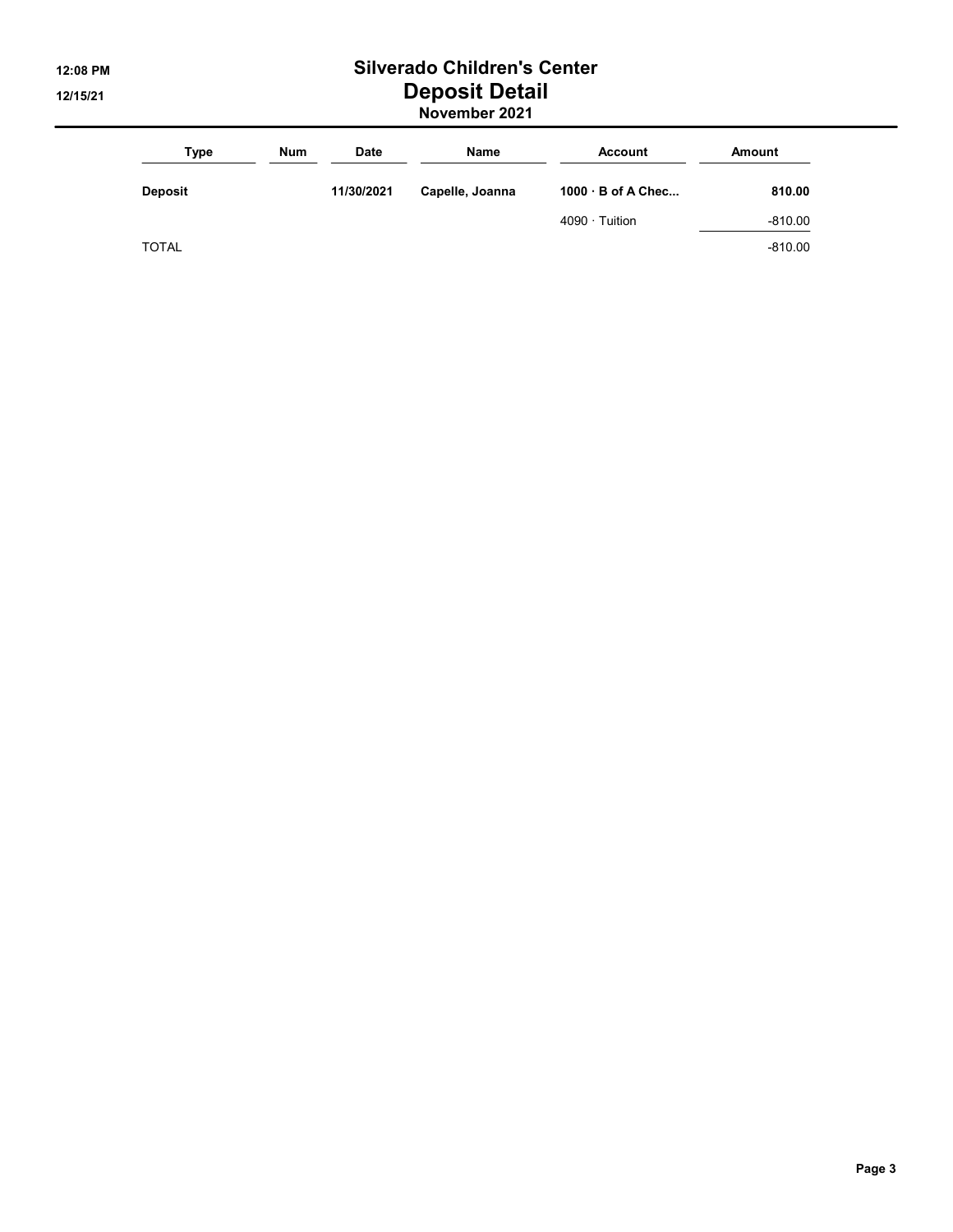# Silverado Children's Center
## Deposit Detail
### November 2021

| Type | Num | Date | Name | Account | Amount |
|---|---|---|---|---|---|
| **Deposit** | | **11/30/2021** | **Capelle, Joanna** | **1000 · B of A Chec...** | **810.00** |
| | | | | 4090 · Tuition | -810.00 |
| TOTAL | | | | | -810.00 |